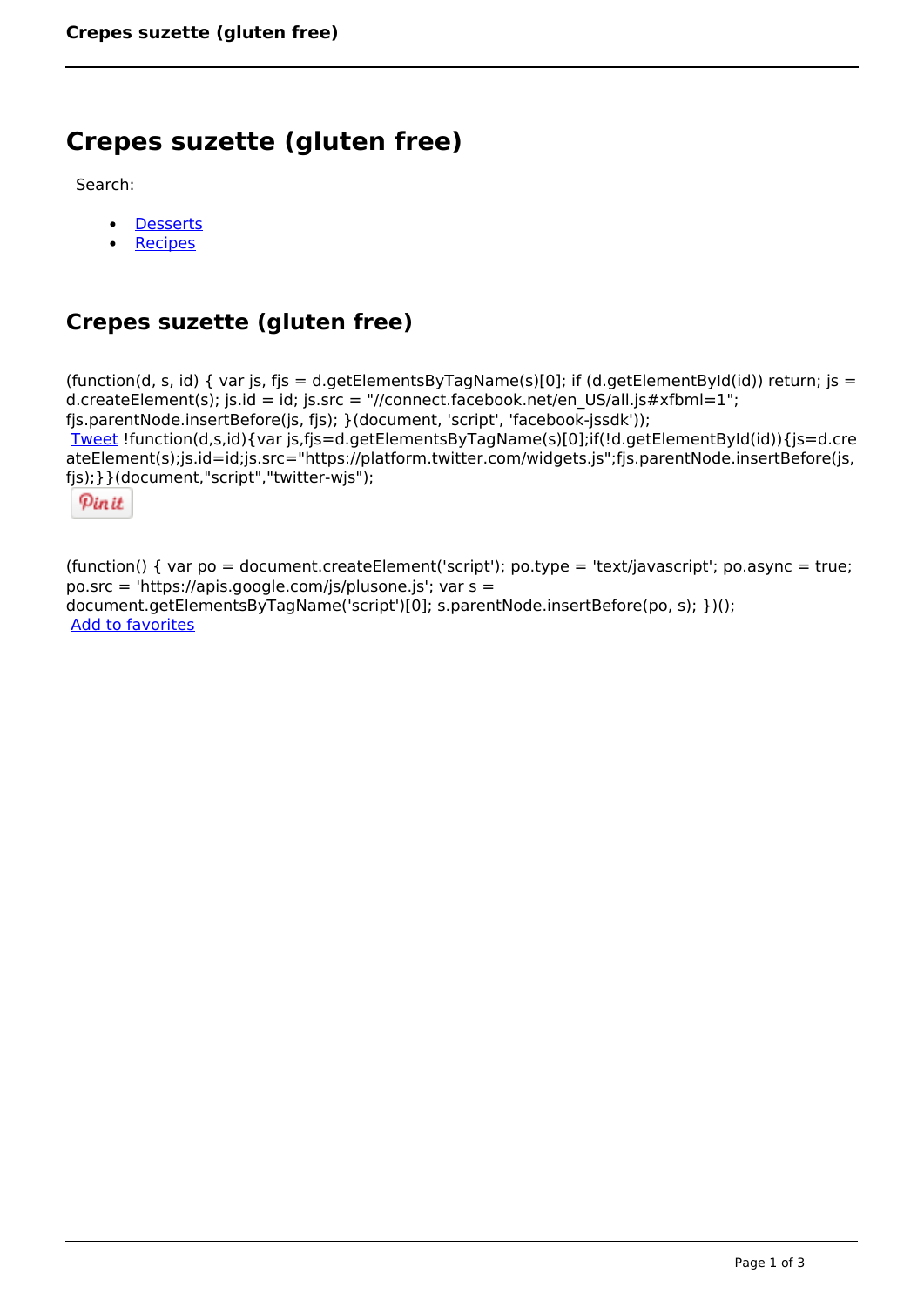# Crepes suzette (gluten free)

Search:

- Desserts
- Recipes

## Crepes suzette (gluten free)

```
(function(d, s, id) { var js, fjs = d.getElementsByTagName(s)[0]; if (d.getElementById(id)) return; js = d.createElement(s); js.id = id; js.src = "//connect.facebook.net/en_US/all.js#xfbml=1"; fjs.parentNode.insertBefore(js, fjs); }(document, 'script', 'facebook-jssdk'));
```

Tweet

```
!function(d,s,id){var js,fjs=d.getElementsByTagName(s)[0];if(!d.getElementById(id)){js=d.createElement(s);js.id=id;js.src="https://platform.twitter.com/widgets.js";fjs.parentNode.insertBefore(js,fjs);}}(document,"script","twitter-wjs");
```

Pin it

```
(function() { var po = document.createElement('script'); po.type = 'text/javascript'; po.async = true; po.src = 'https://apis.google.com/js/plusone.js'; var s = document.getElementsByTagName('script')[0]; s.parentNode.insertBefore(po, s); })();
```

Add to favorites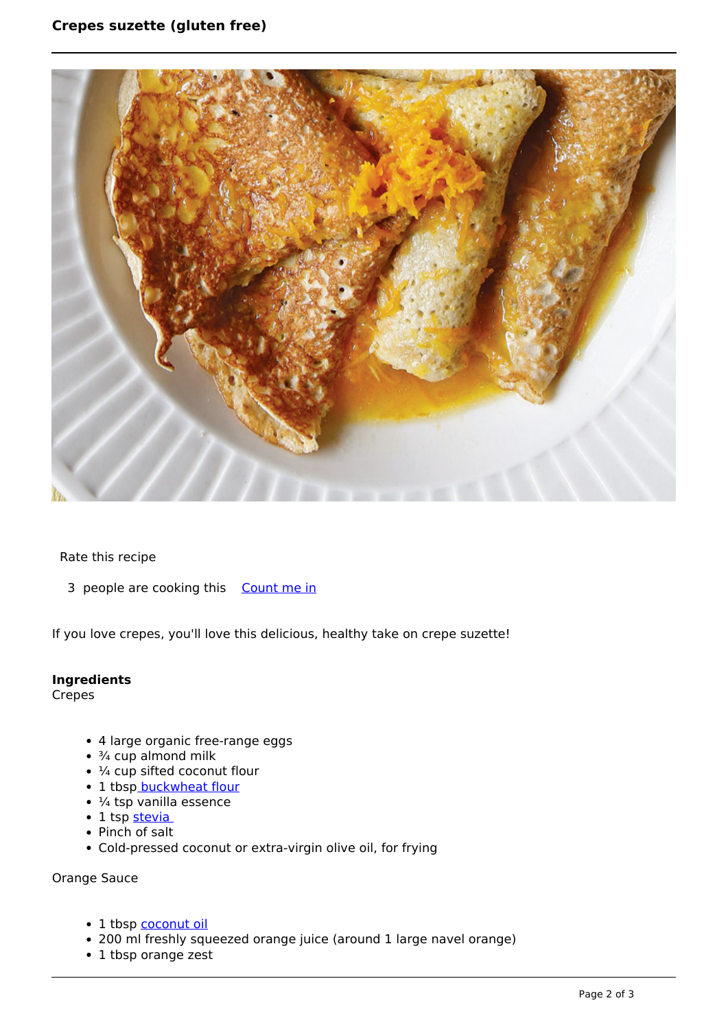Rate this recipe

3 people are cooking this Count me in

If you love crepes, you'll love this delicious, healthy take on crepe suzette!

**Ingredients**

Crepes

- 4 large organic free-range eggs
- ¾ cup almond milk
- ¼ cup sifted coconut flour
- 1 tbsp buckwheat flour
- ¼ tsp vanilla essence
- 1 tsp stevia
- Pinch of salt
- Cold-pressed coconut or extra-virgin olive oil, for frying

Orange Sauce

- 1 tbsp coconut oil
- 200 ml freshly squeezed orange juice (around 1 large navel orange)
- 1 tbsp orange zest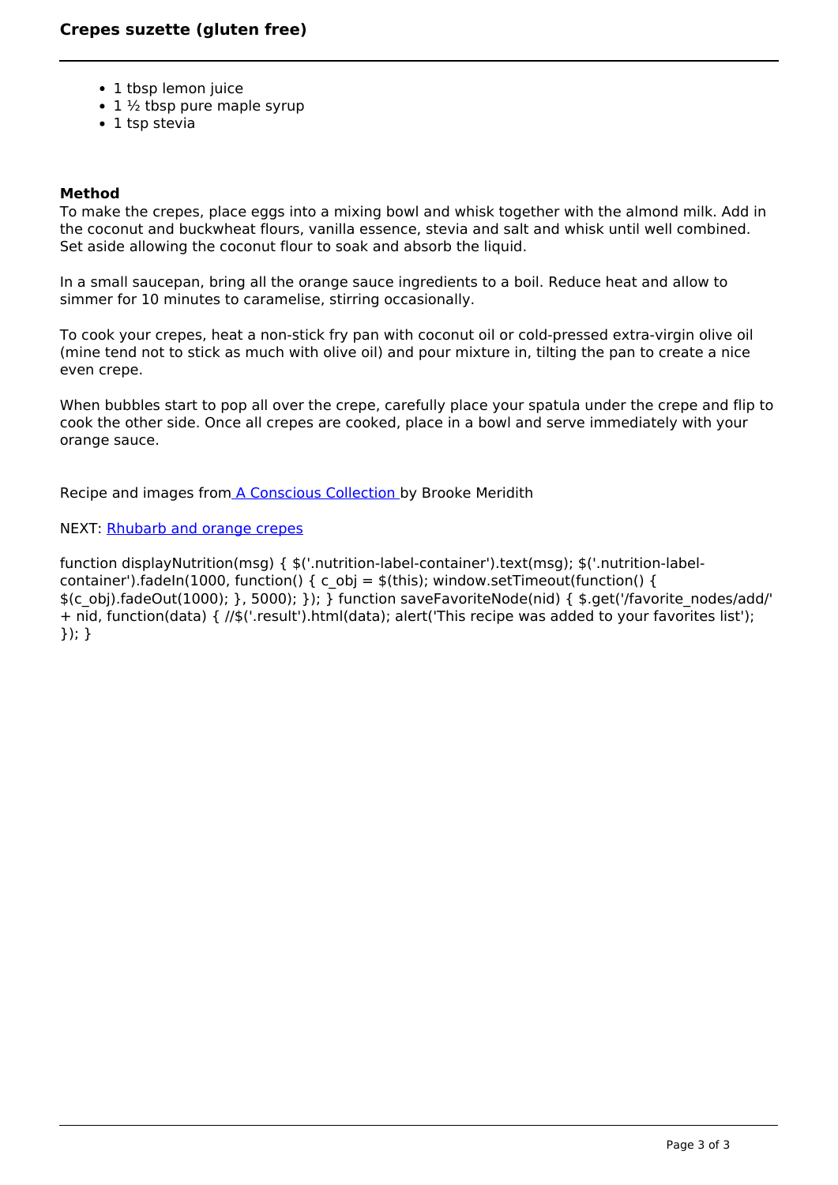- 1 tbsp lemon juice
- 1 ½ tbsp pure maple syrup
- 1 tsp stevia

**Method**

To make the crepes, place eggs into a mixing bowl and whisk together with the almond milk. Add in the coconut and buckwheat flours, vanilla essence, stevia and salt and whisk until well combined. Set aside allowing the coconut flour to soak and absorb the liquid.

In a small saucepan, bring all the orange sauce ingredients to a boil. Reduce heat and allow to simmer for 10 minutes to caramelise, stirring occasionally.

To cook your crepes, heat a non-stick fry pan with coconut oil or cold-pressed extra-virgin olive oil (mine tend not to stick as much with olive oil) and pour mixture in, tilting the pan to create a nice even crepe.

When bubbles start to pop all over the crepe, carefully place your spatula under the crepe and flip to cook the other side. Once all crepes are cooked, place in a bowl and serve immediately with your orange sauce.

Recipe and images from [A Conscious Collection](#) by Brooke Meridith

NEXT: [Rhubarb and orange crepes](#)

```
function displayNutrition(msg) { $('.nutrition-label-container').text(msg); $('.nutrition-label-container').fadeIn(1000, function() { c_obj = $(this); window.setTimeout(function() { $(c_obj).fadeOut(1000); }, 5000); }); } function saveFavoriteNode(nid) { $.get('/favorite_nodes/add/' + nid, function(data) { //$('.result').html(data); alert('This recipe was added to your favorites list'); }); }
```